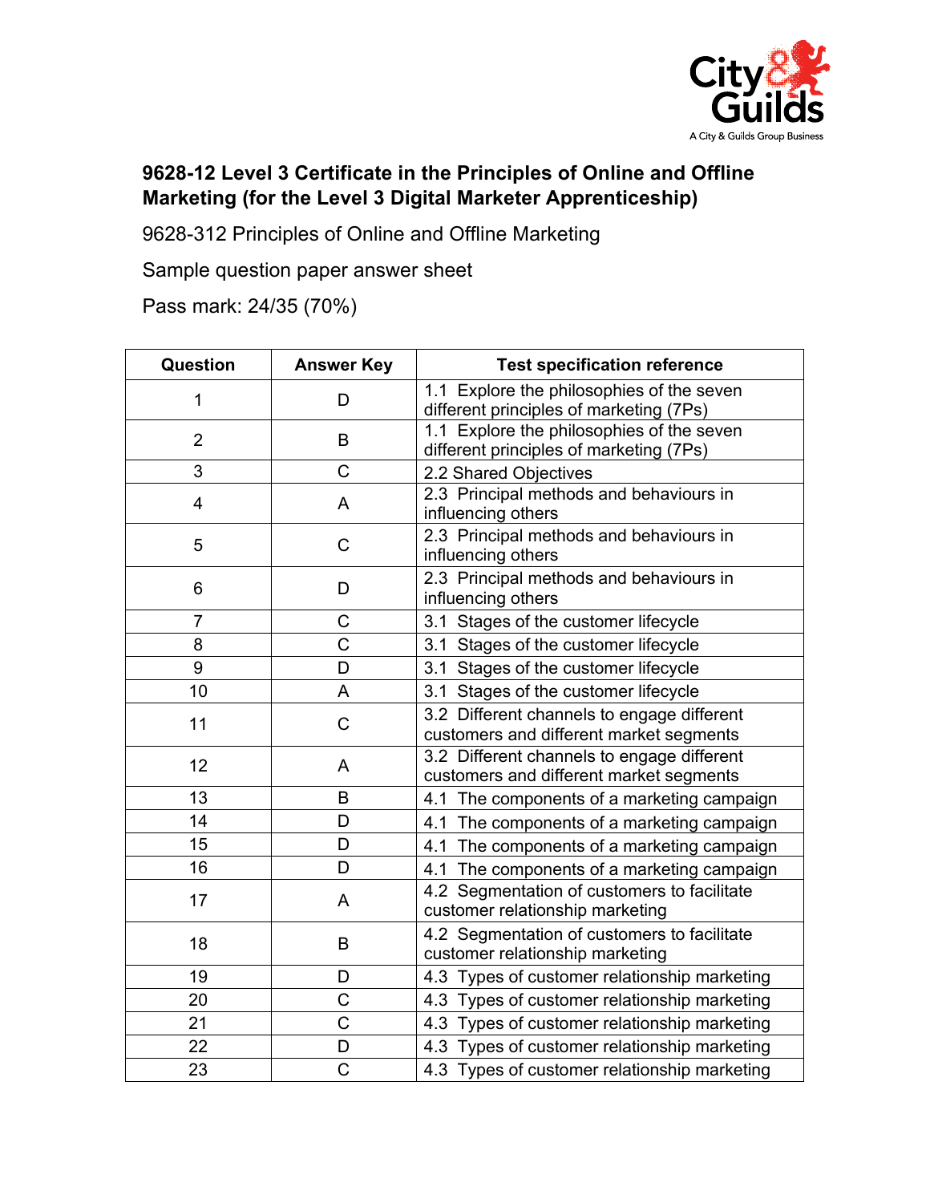**9628-12 Level 3 Certificate in the Principles of Online and Offline Marketing (for the Level 3 Digital Marketer Apprenticeship)**

9628-312 Principles of Online and Offline Marketing

Sample question paper answer sheet

Pass mark: 24/35 (70%)

| Question | Answer Key | Test specification reference |
|---|---|---|
| 1 | D | 1.1 Explore the philosophies of the seven different principles of marketing (7Ps) |
| 2 | B | 1.1 Explore the philosophies of the seven different principles of marketing (7Ps) |
| 3 | C | 2.2 Shared Objectives |
| 4 | A | 2.3 Principal methods and behaviours in influencing others |
| 5 | C | 2.3 Principal methods and behaviours in influencing others |
| 6 | D | 2.3 Principal methods and behaviours in influencing others |
| 7 | C | 3.1 Stages of the customer lifecycle |
| 8 | C | 3.1 Stages of the customer lifecycle |
| 9 | D | 3.1 Stages of the customer lifecycle |
| 10 | A | 3.1 Stages of the customer lifecycle |
| 11 | C | 3.2 Different channels to engage different customers and different market segments |
| 12 | A | 3.2 Different channels to engage different customers and different market segments |
| 13 | B | 4.1 The components of a marketing campaign |
| 14 | D | 4.1 The components of a marketing campaign |
| 15 | D | 4.1 The components of a marketing campaign |
| 16 | D | 4.1 The components of a marketing campaign |
| 17 | A | 4.2 Segmentation of customers to facilitate customer relationship marketing |
| 18 | B | 4.2 Segmentation of customers to facilitate customer relationship marketing |
| 19 | D | 4.3 Types of customer relationship marketing |
| 20 | C | 4.3 Types of customer relationship marketing |
| 21 | C | 4.3 Types of customer relationship marketing |
| 22 | D | 4.3 Types of customer relationship marketing |
| 23 | C | 4.3 Types of customer relationship marketing |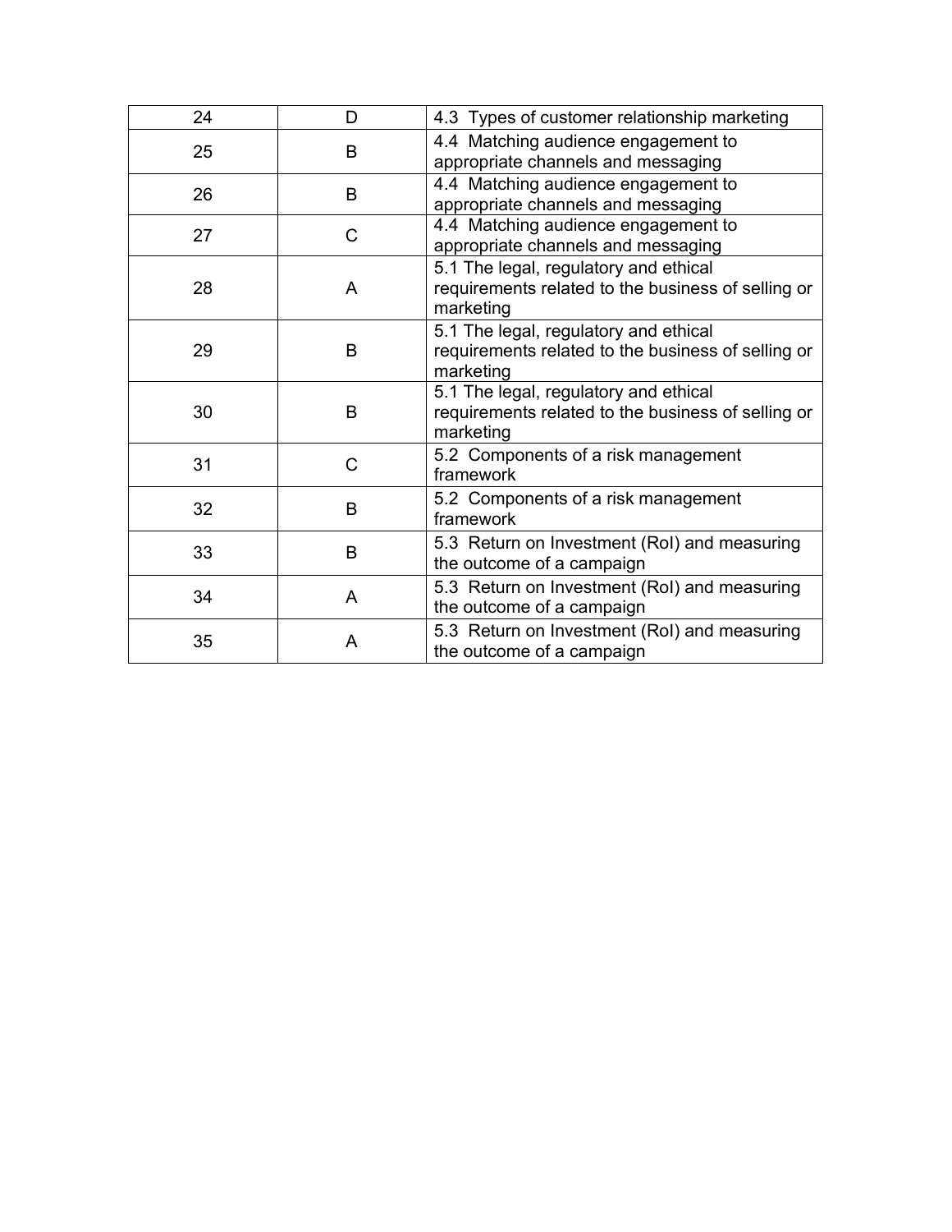| | | |
|---|---|---|
| 24 | D | 4.3 Types of customer relationship marketing |
| 25 | B | 4.4 Matching audience engagement to appropriate channels and messaging |
| 26 | B | 4.4 Matching audience engagement to appropriate channels and messaging |
| 27 | C | 4.4 Matching audience engagement to appropriate channels and messaging |
| 28 | A | 5.1 The legal, regulatory and ethical requirements related to the business of selling or marketing |
| 29 | B | 5.1 The legal, regulatory and ethical requirements related to the business of selling or marketing |
| 30 | B | 5.1 The legal, regulatory and ethical requirements related to the business of selling or marketing |
| 31 | C | 5.2 Components of a risk management framework |
| 32 | B | 5.2 Components of a risk management framework |
| 33 | B | 5.3 Return on Investment (RoI) and measuring the outcome of a campaign |
| 34 | A | 5.3 Return on Investment (RoI) and measuring the outcome of a campaign |
| 35 | A | 5.3 Return on Investment (RoI) and measuring the outcome of a campaign |